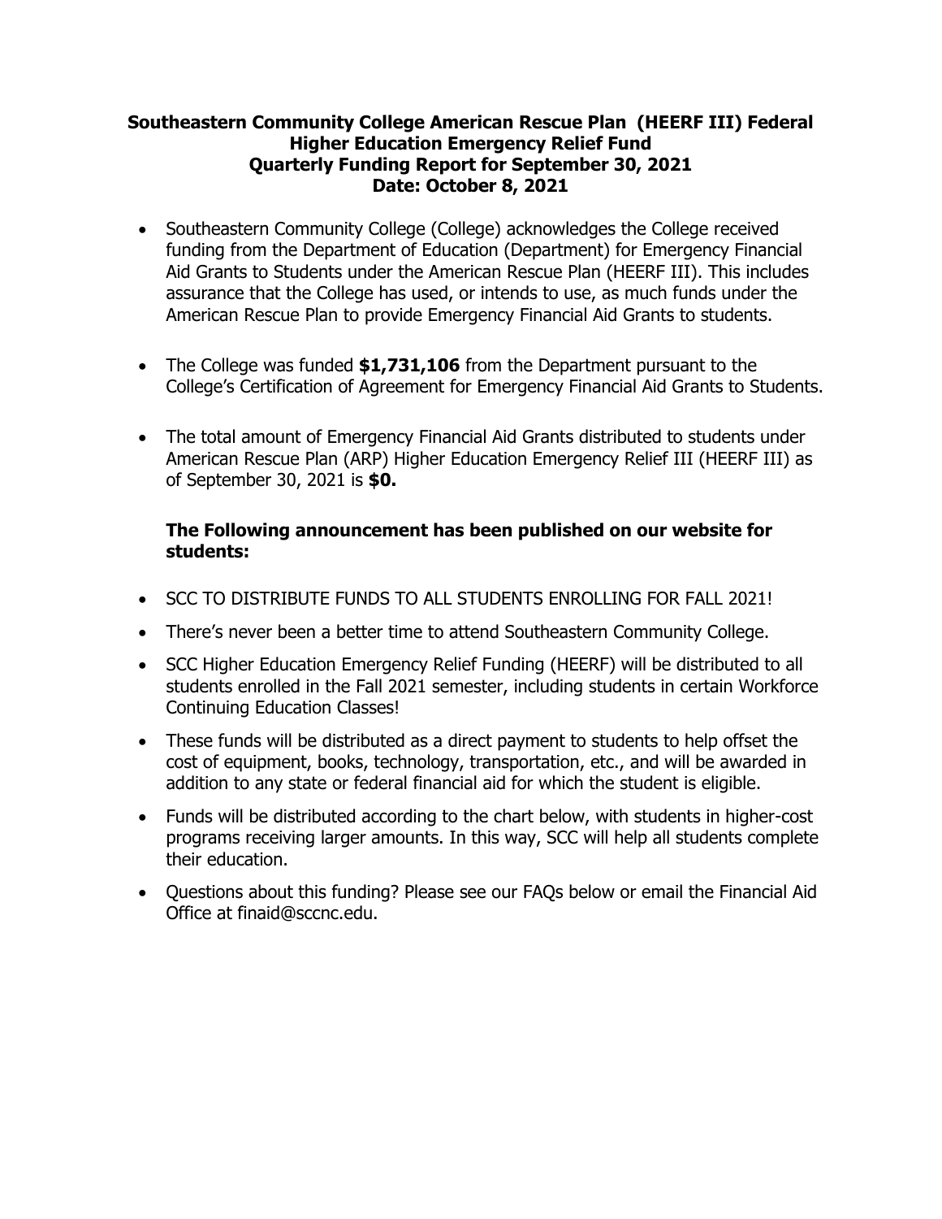**Southeastern Community College American Rescue Plan (HEERF III) Federal Higher Education Emergency Relief Fund**
**Quarterly Funding Report for September 30, 2021**
**Date: October 8, 2021**

- Southeastern Community College (College) acknowledges the College received funding from the Department of Education (Department) for Emergency Financial Aid Grants to Students under the American Rescue Plan (HEERF III). This includes assurance that the College has used, or intends to use, as much funds under the American Rescue Plan to provide Emergency Financial Aid Grants to students.

- The College was funded **$1,731,106** from the Department pursuant to the College's Certification of Agreement for Emergency Financial Aid Grants to Students.

- The total amount of Emergency Financial Aid Grants distributed to students under American Rescue Plan (ARP) Higher Education Emergency Relief III (HEERF III) as of September 30, 2021 is **$0.**

**The Following announcement has been published on our website for students:**

- SCC TO DISTRIBUTE FUNDS TO ALL STUDENTS ENROLLING FOR FALL 2021!
- There's never been a better time to attend Southeastern Community College.
- SCC Higher Education Emergency Relief Funding (HEERF) will be distributed to all students enrolled in the Fall 2021 semester, including students in certain Workforce Continuing Education Classes!
- These funds will be distributed as a direct payment to students to help offset the cost of equipment, books, technology, transportation, etc., and will be awarded in addition to any state or federal financial aid for which the student is eligible.
- Funds will be distributed according to the chart below, with students in higher-cost programs receiving larger amounts. In this way, SCC will help all students complete their education.
- Questions about this funding? Please see our FAQs below or email the Financial Aid Office at finaid@sccnc.edu.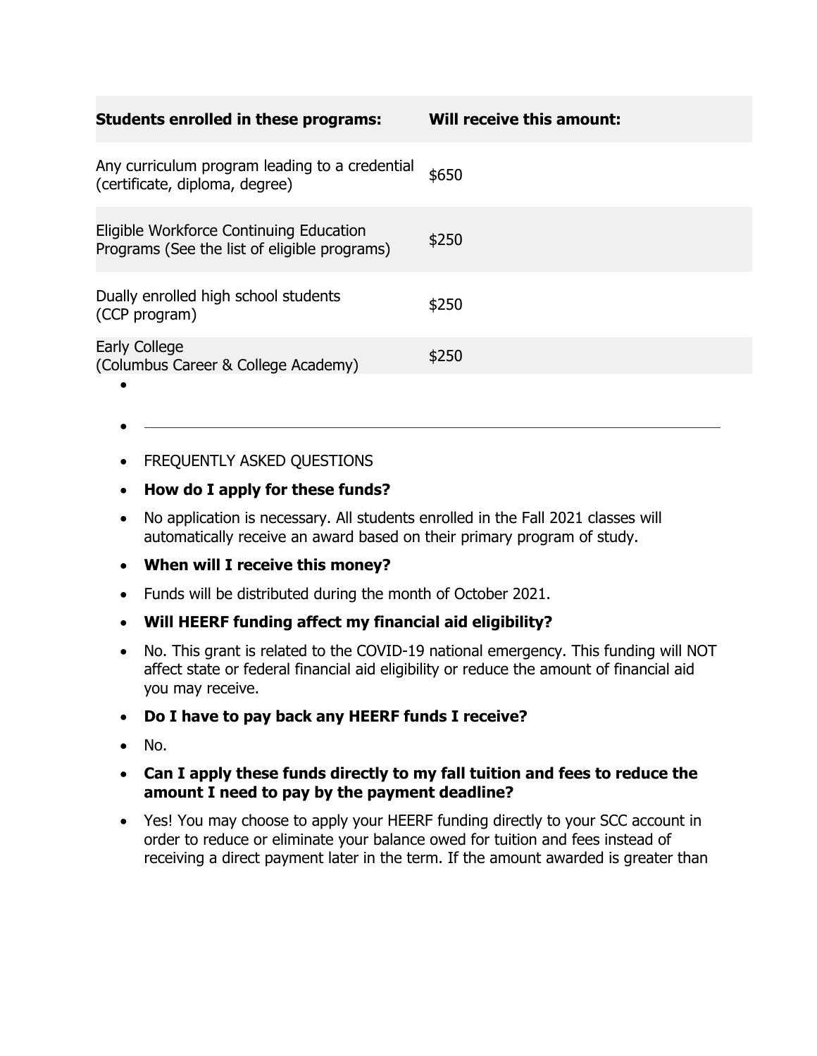| Students enrolled in these programs: | Will receive this amount: |
|---|---|
| Any curriculum program leading to a credential (certificate, diploma, degree) | $650 |
| Eligible Workforce Continuing Education Programs (See the list of eligible programs) | $250 |
| Dually enrolled high school students (CCP program) | $250 |
| Early College (Columbus Career & College Academy) | $250 |

---

- FREQUENTLY ASKED QUESTIONS
- **How do I apply for these funds?**
- No application is necessary. All students enrolled in the Fall 2021 classes will automatically receive an award based on their primary program of study.
- **When will I receive this money?**
- Funds will be distributed during the month of October 2021.
- **Will HEERF funding affect my financial aid eligibility?**
- No. This grant is related to the COVID-19 national emergency. This funding will NOT affect state or federal financial aid eligibility or reduce the amount of financial aid you may receive.
- **Do I have to pay back any HEERF funds I receive?**
- No.
- **Can I apply these funds directly to my fall tuition and fees to reduce the amount I need to pay by the payment deadline?**
- Yes! You may choose to apply your HEERF funding directly to your SCC account in order to reduce or eliminate your balance owed for tuition and fees instead of receiving a direct payment later in the term. If the amount awarded is greater than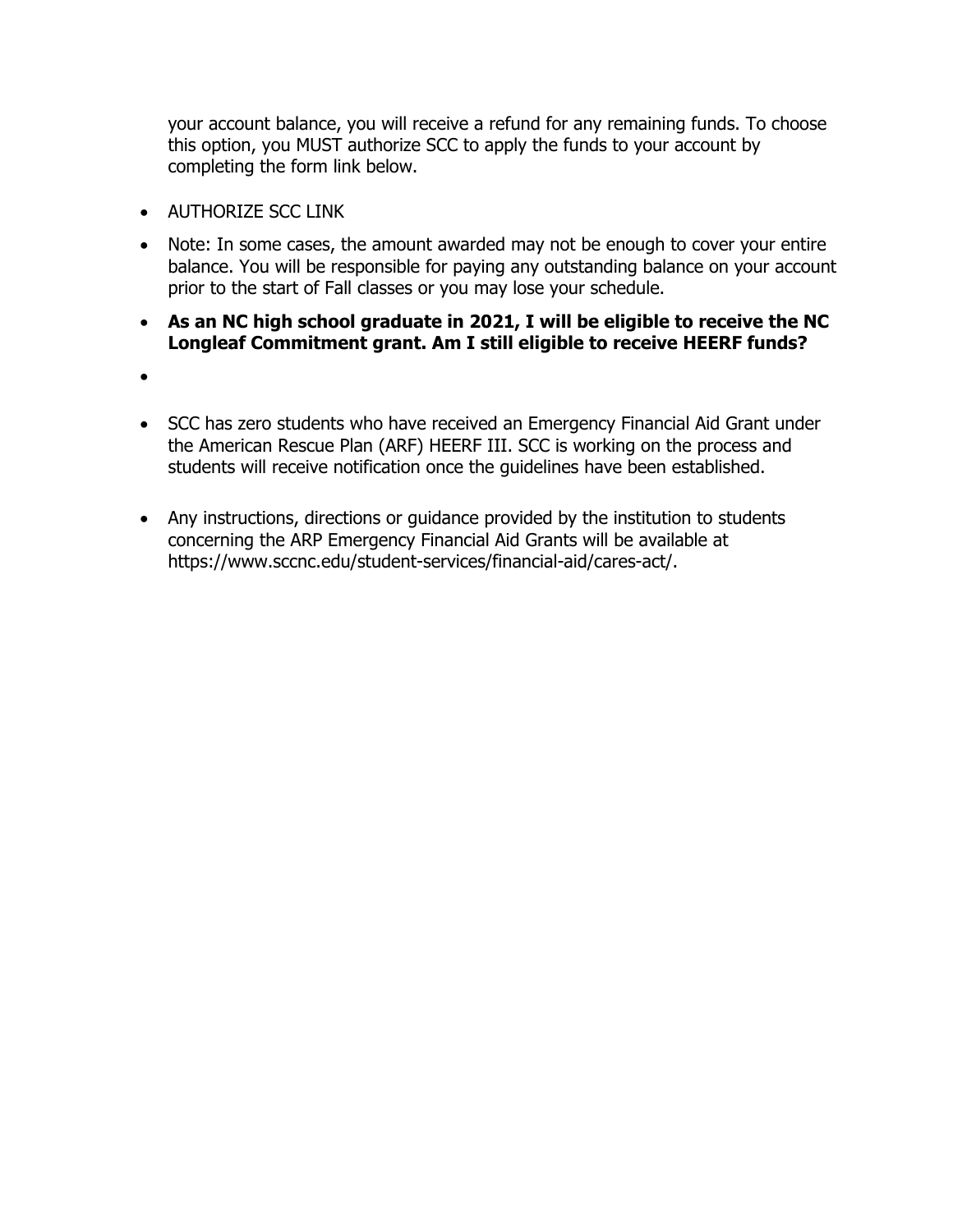your account balance, you will receive a refund for any remaining funds. To choose this option, you MUST authorize SCC to apply the funds to your account by completing the form link below.

- AUTHORIZE SCC LINK
- Note: In some cases, the amount awarded may not be enough to cover your entire balance. You will be responsible for paying any outstanding balance on your account prior to the start of Fall classes or you may lose your schedule.
- **As an NC high school graduate in 2021, I will be eligible to receive the NC Longleaf Commitment grant. Am I still eligible to receive HEERF funds?**
-

- SCC has zero students who have received an Emergency Financial Aid Grant under the American Rescue Plan (ARF) HEERF III. SCC is working on the process and students will receive notification once the guidelines have been established.

- Any instructions, directions or guidance provided by the institution to students concerning the ARP Emergency Financial Aid Grants will be available at https://www.sccnc.edu/student-services/financial-aid/cares-act/.